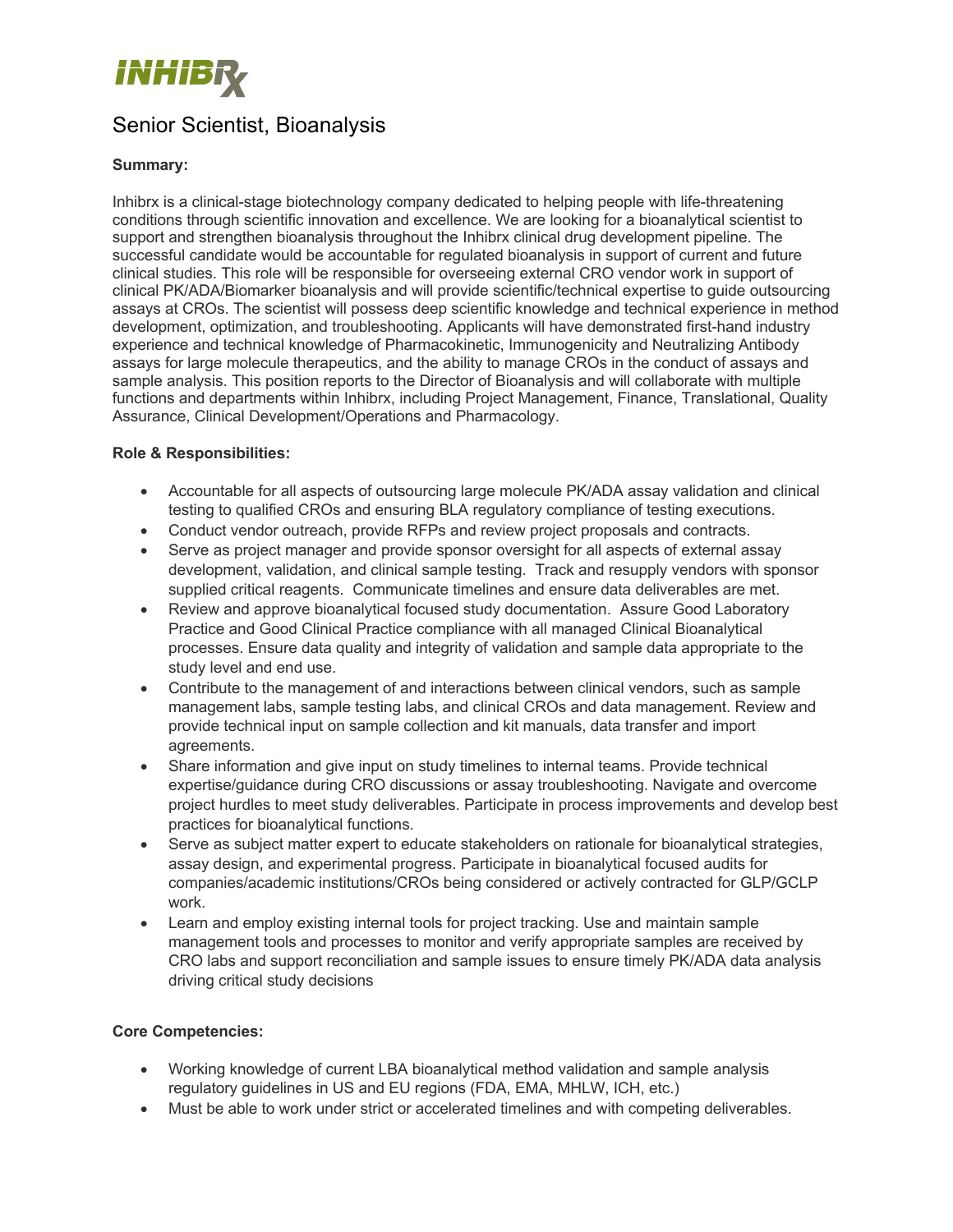# INHIBRX

## Senior Scientist, Bioanalysis

**Summary:**

Inhibrx is a clinical-stage biotechnology company dedicated to helping people with life-threatening conditions through scientific innovation and excellence. We are looking for a bioanalytical scientist to support and strengthen bioanalysis throughout the Inhibrx clinical drug development pipeline. The successful candidate would be accountable for regulated bioanalysis in support of current and future clinical studies. This role will be responsible for overseeing external CRO vendor work in support of clinical PK/ADA/Biomarker bioanalysis and will provide scientific/technical expertise to guide outsourcing assays at CROs. The scientist will possess deep scientific knowledge and technical experience in method development, optimization, and troubleshooting. Applicants will have demonstrated first-hand industry experience and technical knowledge of Pharmacokinetic, Immunogenicity and Neutralizing Antibody assays for large molecule therapeutics, and the ability to manage CROs in the conduct of assays and sample analysis. This position reports to the Director of Bioanalysis and will collaborate with multiple functions and departments within Inhibrx, including Project Management, Finance, Translational, Quality Assurance, Clinical Development/Operations and Pharmacology.

**Role & Responsibilities:**

- Accountable for all aspects of outsourcing large molecule PK/ADA assay validation and clinical testing to qualified CROs and ensuring BLA regulatory compliance of testing executions.
- Conduct vendor outreach, provide RFPs and review project proposals and contracts.
- Serve as project manager and provide sponsor oversight for all aspects of external assay development, validation, and clinical sample testing. Track and resupply vendors with sponsor supplied critical reagents. Communicate timelines and ensure data deliverables are met.
- Review and approve bioanalytical focused study documentation. Assure Good Laboratory Practice and Good Clinical Practice compliance with all managed Clinical Bioanalytical processes. Ensure data quality and integrity of validation and sample data appropriate to the study level and end use.
- Contribute to the management of and interactions between clinical vendors, such as sample management labs, sample testing labs, and clinical CROs and data management. Review and provide technical input on sample collection and kit manuals, data transfer and import agreements.
- Share information and give input on study timelines to internal teams. Provide technical expertise/guidance during CRO discussions or assay troubleshooting. Navigate and overcome project hurdles to meet study deliverables. Participate in process improvements and develop best practices for bioanalytical functions.
- Serve as subject matter expert to educate stakeholders on rationale for bioanalytical strategies, assay design, and experimental progress. Participate in bioanalytical focused audits for companies/academic institutions/CROs being considered or actively contracted for GLP/GCLP work.
- Learn and employ existing internal tools for project tracking. Use and maintain sample management tools and processes to monitor and verify appropriate samples are received by CRO labs and support reconciliation and sample issues to ensure timely PK/ADA data analysis driving critical study decisions

**Core Competencies:**

- Working knowledge of current LBA bioanalytical method validation and sample analysis regulatory guidelines in US and EU regions (FDA, EMA, MHLW, ICH, etc.)
- Must be able to work under strict or accelerated timelines and with competing deliverables.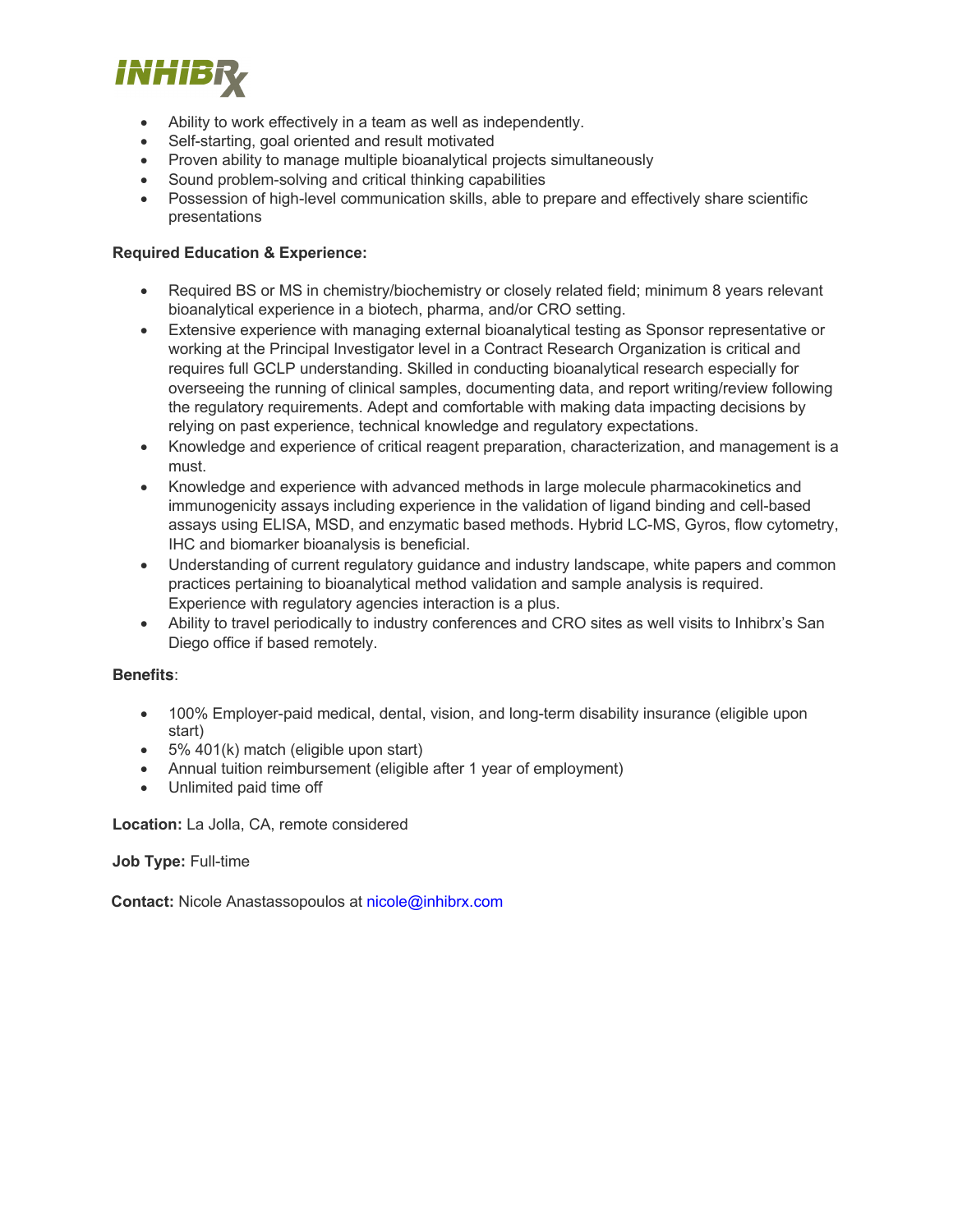- Ability to work effectively in a team as well as independently.
- Self-starting, goal oriented and result motivated
- Proven ability to manage multiple bioanalytical projects simultaneously
- Sound problem-solving and critical thinking capabilities
- Possession of high-level communication skills, able to prepare and effectively share scientific presentations

**Required Education & Experience:**

- Required BS or MS in chemistry/biochemistry or closely related field; minimum 8 years relevant bioanalytical experience in a biotech, pharma, and/or CRO setting.
- Extensive experience with managing external bioanalytical testing as Sponsor representative or working at the Principal Investigator level in a Contract Research Organization is critical and requires full GCLP understanding. Skilled in conducting bioanalytical research especially for overseeing the running of clinical samples, documenting data, and report writing/review following the regulatory requirements. Adept and comfortable with making data impacting decisions by relying on past experience, technical knowledge and regulatory expectations.
- Knowledge and experience of critical reagent preparation, characterization, and management is a must.
- Knowledge and experience with advanced methods in large molecule pharmacokinetics and immunogenicity assays including experience in the validation of ligand binding and cell-based assays using ELISA, MSD, and enzymatic based methods. Hybrid LC-MS, Gyros, flow cytometry, IHC and biomarker bioanalysis is beneficial.
- Understanding of current regulatory guidance and industry landscape, white papers and common practices pertaining to bioanalytical method validation and sample analysis is required. Experience with regulatory agencies interaction is a plus.
- Ability to travel periodically to industry conferences and CRO sites as well visits to Inhibrx's San Diego office if based remotely.

**Benefits**:

- 100% Employer-paid medical, dental, vision, and long-term disability insurance (eligible upon start)
- 5% 401(k) match (eligible upon start)
- Annual tuition reimbursement (eligible after 1 year of employment)
- Unlimited paid time off

**Location:** La Jolla, CA, remote considered

**Job Type:** Full-time

**Contact:** Nicole Anastassopoulos at nicole@inhibrx.com